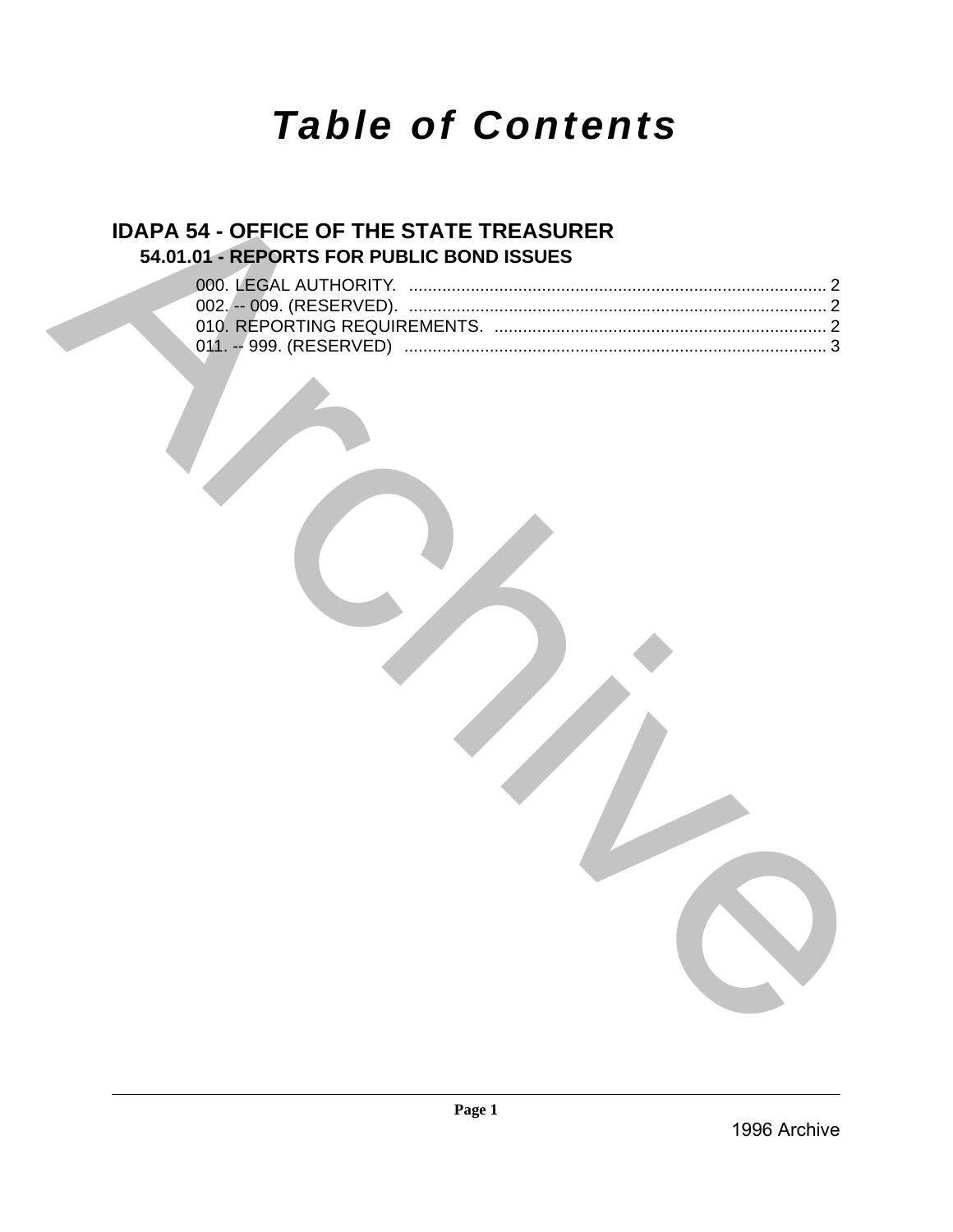# *Table of Contents*

## IDAPA 54 - OFFICE OF THE STATE TREASURER

### 54.01.01 - REPORTS FOR PUBLIC BOND ISSUES

000. LEGAL AUTHORITY. ........................................................................................ 2
002. -- 009. (RESERVED). ........................................................................................ 2
010. REPORTING REQUIREMENTS. ...................................................................... 2
011. -- 999. (RESERVED) ......................................................................................... 3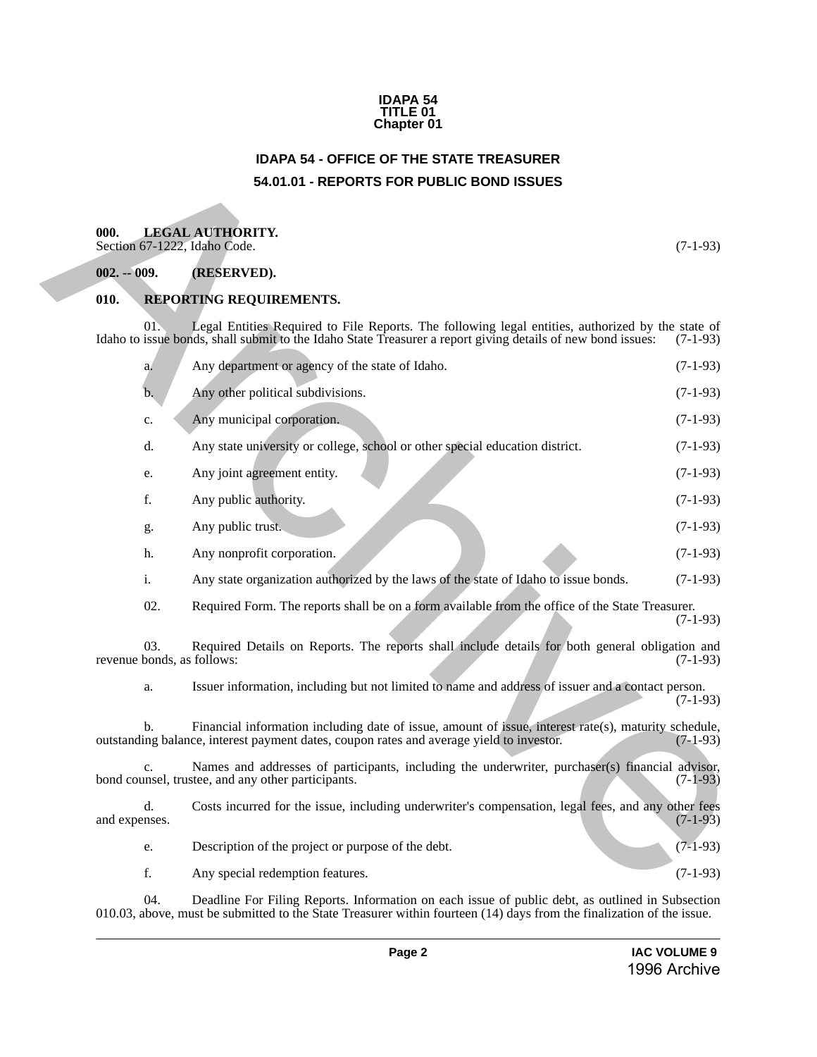**IDAPA 54**
**TITLE 01**
**Chapter 01**

# IDAPA 54 - OFFICE OF THE STATE TREASURER

## 54.01.01 - REPORTS FOR PUBLIC BOND ISSUES

**000. LEGAL AUTHORITY.**
Section 67-1222, Idaho Code. (7-1-93)

**002. -- 009. (RESERVED).**

**010. REPORTING REQUIREMENTS.**

01. Legal Entities Required to File Reports. The following legal entities, authorized by the state of Idaho to issue bonds, shall submit to the Idaho State Treasurer a report giving details of new bond issues: (7-1-93)

a. Any department or agency of the state of Idaho. (7-1-93)

b. Any other political subdivisions. (7-1-93)

c. Any municipal corporation. (7-1-93)

d. Any state university or college, school or other special education district. (7-1-93)

e. Any joint agreement entity. (7-1-93)

f. Any public authority. (7-1-93)

g. Any public trust. (7-1-93)

h. Any nonprofit corporation. (7-1-93)

i. Any state organization authorized by the laws of the state of Idaho to issue bonds. (7-1-93)

02. Required Form. The reports shall be on a form available from the office of the State Treasurer. (7-1-93)

03. Required Details on Reports. The reports shall include details for both general obligation and revenue bonds, as follows: (7-1-93)

a. Issuer information, including but not limited to name and address of issuer and a contact person. (7-1-93)

b. Financial information including date of issue, amount of issue, interest rate(s), maturity schedule, outstanding balance, interest payment dates, coupon rates and average yield to investor. (7-1-93)

c. Names and addresses of participants, including the underwriter, purchaser(s) financial advisor, bond counsel, trustee, and any other participants. (7-1-93)

d. Costs incurred for the issue, including underwriter's compensation, legal fees, and any other fees and expenses. (7-1-93)

e. Description of the project or purpose of the debt. (7-1-93)

f. Any special redemption features. (7-1-93)

04. Deadline For Filing Reports. Information on each issue of public debt, as outlined in Subsection 010.03, above, must be submitted to the State Treasurer within fourteen (14) days from the finalization of the issue.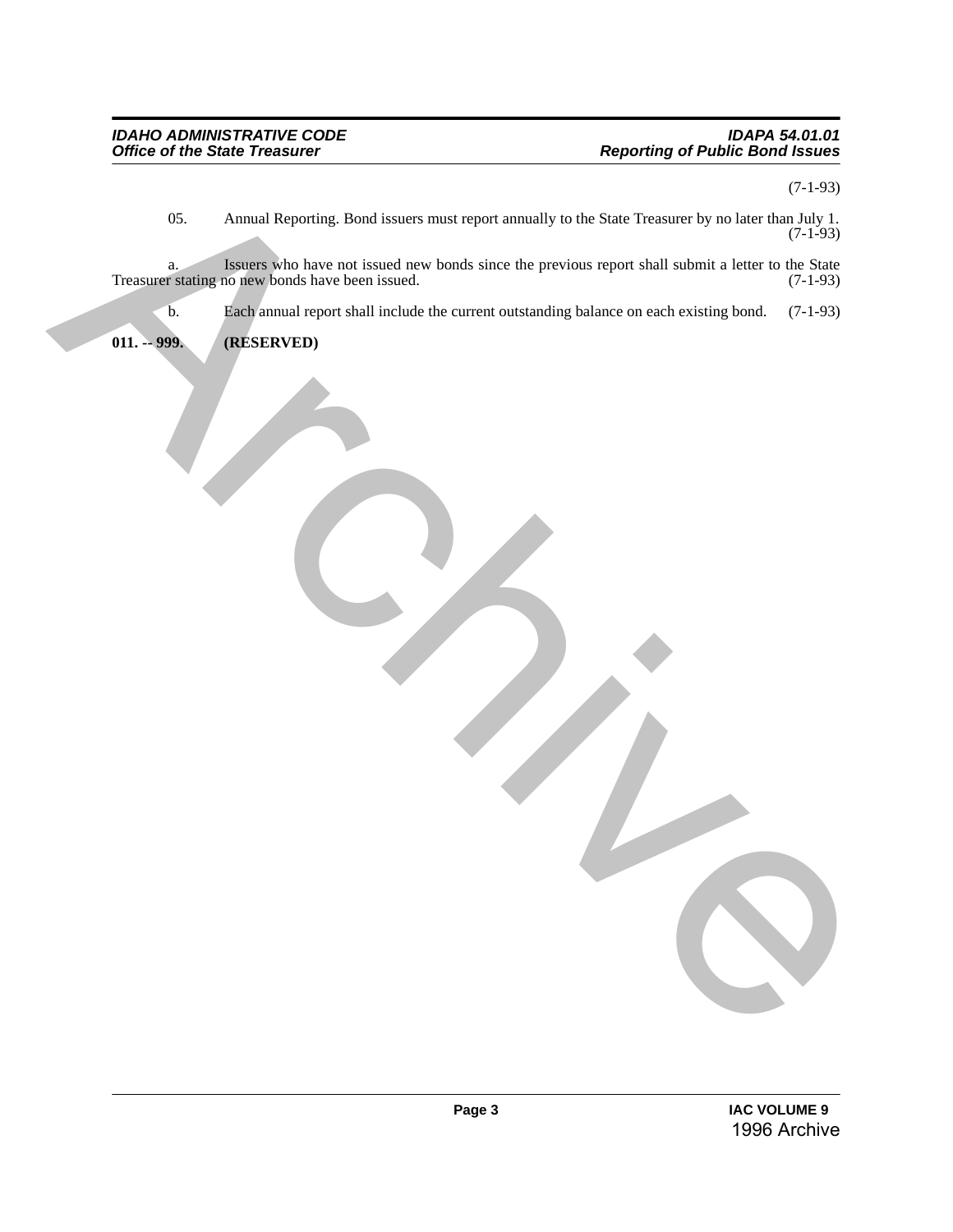(7-1-93)

05. Annual Reporting. Bond issuers must report annually to the State Treasurer by no later than July 1. (7-1-93)

a. Issuers who have not issued new bonds since the previous report shall submit a letter to the State Treasurer stating no new bonds have been issued. (7-1-93)

b. Each annual report shall include the current outstanding balance on each existing bond. (7-1-93)

**011. -- 999. (RESERVED)**